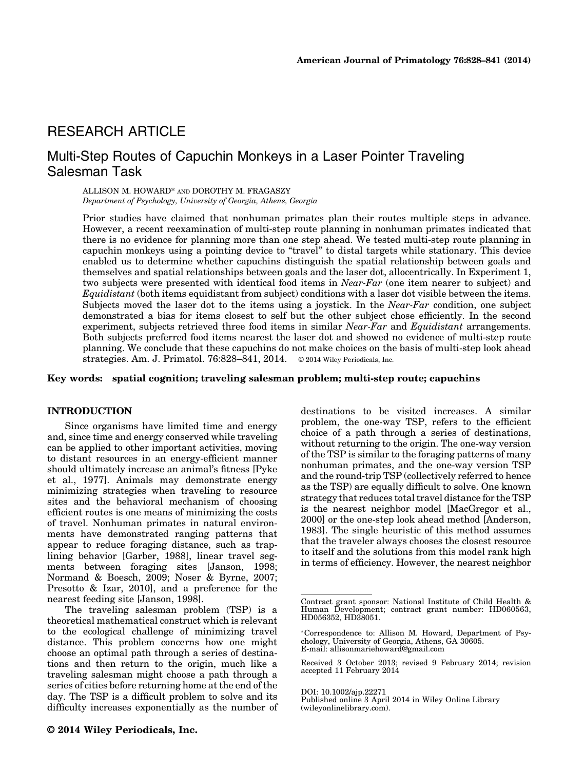RESEARCH ARTICLE

# Multi-Step Routes of Capuchin Monkeys in a Laser Pointer Traveling Salesman Task

ALLISON M. HOWARD* AND DOROTHY M. FRAGASZY

*Department of Psychology, University of Georgia, Athens, Georgia*

Prior studies have claimed that nonhuman primates plan their routes multiple steps in advance. However, a recent reexamination of multi-step route planning in nonhuman primates indicated that there is no evidence for planning more than one step ahead. We tested multi-step route planning in capuchin monkeys using a pointing device to "travel" to distal targets while stationary. This device enabled us to determine whether capuchins distinguish the spatial relationship between goals and themselves and spatial relationships between goals and the laser dot, allocentrically. In Experiment 1, two subjects were presented with identical food items in *Near-Far* (one item nearer to subject) and *Equidistant* (both items equidistant from subject) conditions with a laser dot visible between the items. Subjects moved the laser dot to the items using a joystick. In the *Near-Far* condition, one subject demonstrated a bias for items closest to self but the other subject chose efficiently. In the second experiment, subjects retrieved three food items in similar *Near-Far* and *Equidistant* arrangements. Both subjects preferred food items nearest the laser dot and showed no evidence of multi-step route planning. We conclude that these capuchins do not make choices on the basis of multi-step look ahead strategies. Am. J. Primatol. 76:828–841, 2014. © 2014 Wiley Periodicals, Inc.

**Key words: spatial cognition; traveling salesman problem; multi-step route; capuchins**

## INTRODUCTION

Since organisms have limited time and energy and, since time and energy conserved while traveling can be applied to other important activities, moving to distant resources in an energy-efficient manner should ultimately increase an animal's fitness [Pyke et al., 1977]. Animals may demonstrate energy minimizing strategies when traveling to resource sites and the behavioral mechanism of choosing efficient routes is one means of minimizing the costs of travel. Nonhuman primates in natural environments have demonstrated ranging patterns that appear to reduce foraging distance, such as traplining behavior [Garber, 1988], linear travel segments between foraging sites [Janson, 1998; Normand & Boesch, 2009; Noser & Byrne, 2007; Presotto & Izar, 2010], and a preference for the nearest feeding site [Janson, 1998].

The traveling salesman problem (TSP) is a theoretical mathematical construct which is relevant to the ecological challenge of minimizing travel distance. This problem concerns how one might choose an optimal path through a series of destinations and then return to the origin, much like a traveling salesman might choose a path through a series of cities before returning home at the end of the day. The TSP is a difficult problem to solve and its difficulty increases exponentially as the number of destinations to be visited increases. A similar problem, the one-way TSP, refers to the efficient choice of a path through a series of destinations, without returning to the origin. The one-way version of the TSP is similar to the foraging patterns of many nonhuman primates, and the one-way version TSP and the round-trip TSP (collectively referred to hence as the TSP) are equally difficult to solve. One known strategy that reduces total travel distance for the TSP is the nearest neighbor model [MacGregor et al., 2000] or the one-step look ahead method [Anderson, 1983]. The single heuristic of this method assumes that the traveler always chooses the closest resource to itself and the solutions from this model rank high in terms of efficiency. However, the nearest neighbor

---

Contract grant sponsor: National Institute of Child Health & Human Development; contract grant number: HD060563, HD056352, HD38051.

*Correspondence to: Allison M. Howard, Department of Psychology, University of Georgia, Athens, GA 30605. E-mail: allisonmariehoward@gmail.com

Received 3 October 2013; revised 9 February 2014; revision accepted 11 February 2014

DOI: 10.1002/ajp.22271
Published online 3 April 2014 in Wiley Online Library (wileyonlinelibrary.com).

© 2014 Wiley Periodicals, Inc.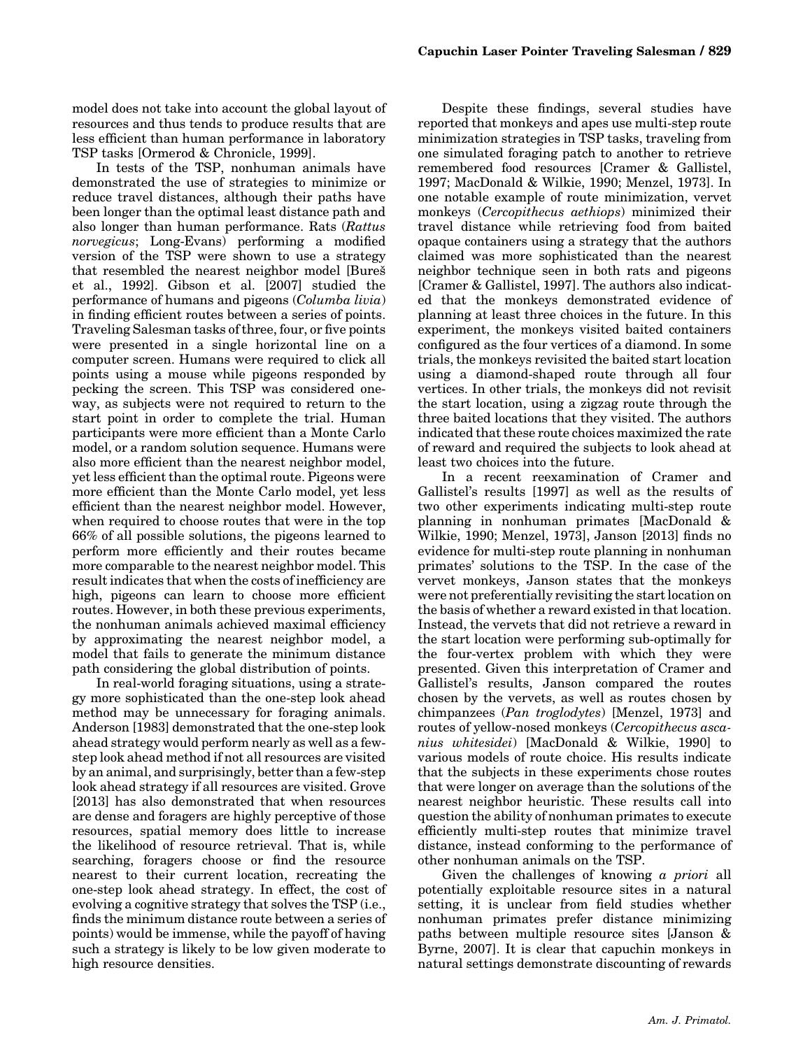model does not take into account the global layout of resources and thus tends to produce results that are less efficient than human performance in laboratory TSP tasks [Ormerod & Chronicle, 1999].

In tests of the TSP, nonhuman animals have demonstrated the use of strategies to minimize or reduce travel distances, although their paths have been longer than the optimal least distance path and also longer than human performance. Rats (*Rattus norvegicus*; Long-Evans) performing a modified version of the TSP were shown to use a strategy that resembled the nearest neighbor model [Bureš et al., 1992]. Gibson et al. [2007] studied the performance of humans and pigeons (*Columba livia*) in finding efficient routes between a series of points. Traveling Salesman tasks of three, four, or five points were presented in a single horizontal line on a computer screen. Humans were required to click all points using a mouse while pigeons responded by pecking the screen. This TSP was considered one-way, as subjects were not required to return to the start point in order to complete the trial. Human participants were more efficient than a Monte Carlo model, or a random solution sequence. Humans were also more efficient than the nearest neighbor model, yet less efficient than the optimal route. Pigeons were more efficient than the Monte Carlo model, yet less efficient than the nearest neighbor model. However, when required to choose routes that were in the top 66% of all possible solutions, the pigeons learned to perform more efficiently and their routes became more comparable to the nearest neighbor model. This result indicates that when the costs of inefficiency are high, pigeons can learn to choose more efficient routes. However, in both these previous experiments, the nonhuman animals achieved maximal efficiency by approximating the nearest neighbor model, a model that fails to generate the minimum distance path considering the global distribution of points.

In real-world foraging situations, using a strategy more sophisticated than the one-step look ahead method may be unnecessary for foraging animals. Anderson [1983] demonstrated that the one-step look ahead strategy would perform nearly as well as a few-step look ahead method if not all resources are visited by an animal, and surprisingly, better than a few-step look ahead strategy if all resources are visited. Grove [2013] has also demonstrated that when resources are dense and foragers are highly perceptive of those resources, spatial memory does little to increase the likelihood of resource retrieval. That is, while searching, foragers choose or find the resource nearest to their current location, recreating the one-step look ahead strategy. In effect, the cost of evolving a cognitive strategy that solves the TSP (i.e., finds the minimum distance route between a series of points) would be immense, while the payoff of having such a strategy is likely to be low given moderate to high resource densities.

Despite these findings, several studies have reported that monkeys and apes use multi-step route minimization strategies in TSP tasks, traveling from one simulated foraging patch to another to retrieve remembered food resources [Cramer & Gallistel, 1997; MacDonald & Wilkie, 1990; Menzel, 1973]. In one notable example of route minimization, vervet monkeys (*Cercopithecus aethiops*) minimized their travel distance while retrieving food from baited opaque containers using a strategy that the authors claimed was more sophisticated than the nearest neighbor technique seen in both rats and pigeons [Cramer & Gallistel, 1997]. The authors also indicated that the monkeys demonstrated evidence of planning at least three choices in the future. In this experiment, the monkeys visited baited containers configured as the four vertices of a diamond. In some trials, the monkeys revisited the baited start location using a diamond-shaped route through all four vertices. In other trials, the monkeys did not revisit the start location, using a zigzag route through the three baited locations that they visited. The authors indicated that these route choices maximized the rate of reward and required the subjects to look ahead at least two choices into the future.

In a recent reexamination of Cramer and Gallistel's results [1997] as well as the results of two other experiments indicating multi-step route planning in nonhuman primates [MacDonald & Wilkie, 1990; Menzel, 1973], Janson [2013] finds no evidence for multi-step route planning in nonhuman primates' solutions to the TSP. In the case of the vervet monkeys, Janson states that the monkeys were not preferentially revisiting the start location on the basis of whether a reward existed in that location. Instead, the vervets that did not retrieve a reward in the start location were performing sub-optimally for the four-vertex problem with which they were presented. Given this interpretation of Cramer and Gallistel's results, Janson compared the routes chosen by the vervets, as well as routes chosen by chimpanzees (*Pan troglodytes*) [Menzel, 1973] and routes of yellow-nosed monkeys (*Cercopithecus ascanius whitesidei*) [MacDonald & Wilkie, 1990] to various models of route choice. His results indicate that the subjects in these experiments chose routes that were longer on average than the solutions of the nearest neighbor heuristic. These results call into question the ability of nonhuman primates to execute efficiently multi-step routes that minimize travel distance, instead conforming to the performance of other nonhuman animals on the TSP.

Given the challenges of knowing *a priori* all potentially exploitable resource sites in a natural setting, it is unclear from field studies whether nonhuman primates prefer distance minimizing paths between multiple resource sites [Janson & Byrne, 2007]. It is clear that capuchin monkeys in natural settings demonstrate discounting of rewards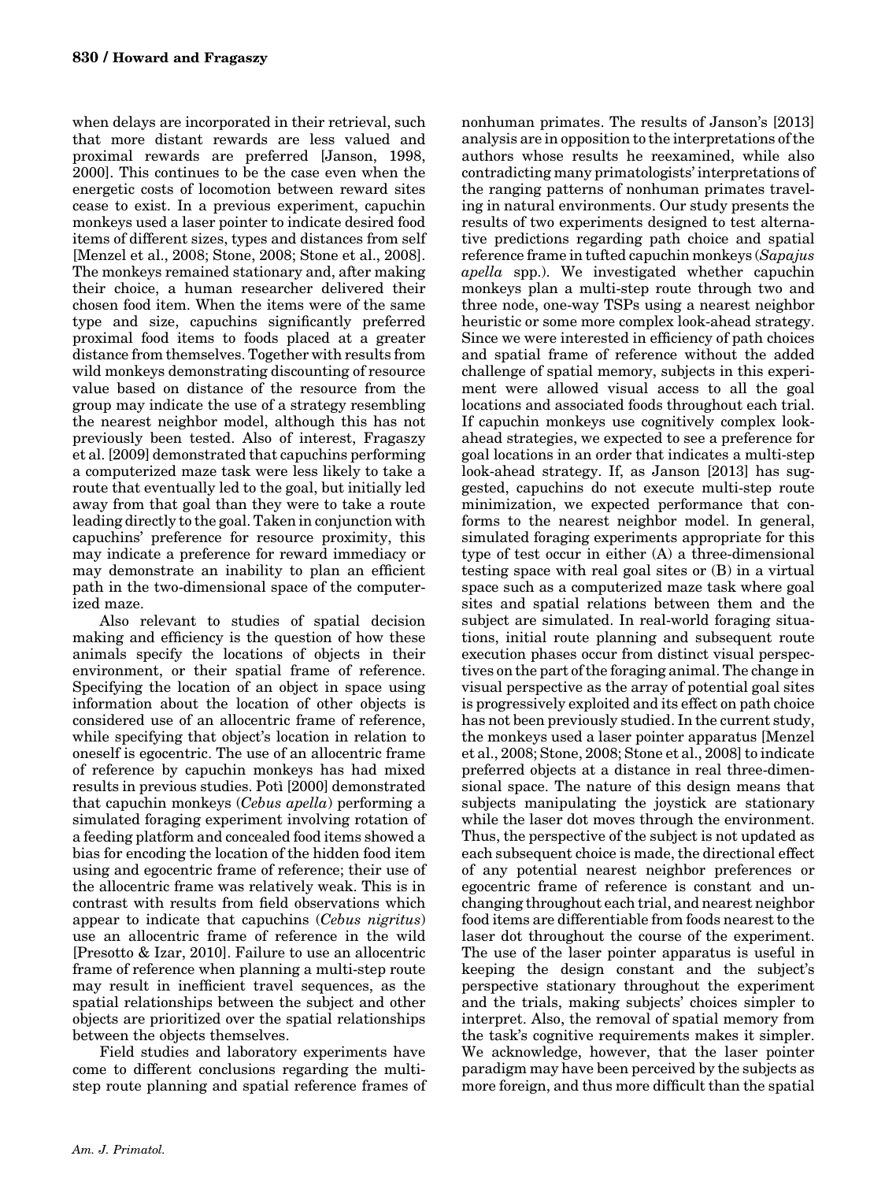when delays are incorporated in their retrieval, such that more distant rewards are less valued and proximal rewards are preferred [Janson, 1998, 2000]. This continues to be the case even when the energetic costs of locomotion between reward sites cease to exist. In a previous experiment, capuchin monkeys used a laser pointer to indicate desired food items of different sizes, types and distances from self [Menzel et al., 2008; Stone, 2008; Stone et al., 2008]. The monkeys remained stationary and, after making their choice, a human researcher delivered their chosen food item. When the items were of the same type and size, capuchins significantly preferred proximal food items to foods placed at a greater distance from themselves. Together with results from wild monkeys demonstrating discounting of resource value based on distance of the resource from the group may indicate the use of a strategy resembling the nearest neighbor model, although this has not previously been tested. Also of interest, Fragaszy et al. [2009] demonstrated that capuchins performing a computerized maze task were less likely to take a route that eventually led to the goal, but initially led away from that goal than they were to take a route leading directly to the goal. Taken in conjunction with capuchins' preference for resource proximity, this may indicate a preference for reward immediacy or may demonstrate an inability to plan an efficient path in the two-dimensional space of the computerized maze.

Also relevant to studies of spatial decision making and efficiency is the question of how these animals specify the locations of objects in their environment, or their spatial frame of reference. Specifying the location of an object in space using information about the location of other objects is considered use of an allocentric frame of reference, while specifying that object's location in relation to oneself is egocentric. The use of an allocentric frame of reference by capuchin monkeys has had mixed results in previous studies. Potì [2000] demonstrated that capuchin monkeys (*Cebus apella*) performing a simulated foraging experiment involving rotation of a feeding platform and concealed food items showed a bias for encoding the location of the hidden food item using and egocentric frame of reference; their use of the allocentric frame was relatively weak. This is in contrast with results from field observations which appear to indicate that capuchins (*Cebus nigritus*) use an allocentric frame of reference in the wild [Presotto & Izar, 2010]. Failure to use an allocentric frame of reference when planning a multi-step route may result in inefficient travel sequences, as the spatial relationships between the subject and other objects are prioritized over the spatial relationships between the objects themselves.

Field studies and laboratory experiments have come to different conclusions regarding the multi-step route planning and spatial reference frames of nonhuman primates. The results of Janson's [2013] analysis are in opposition to the interpretations of the authors whose results he reexamined, while also contradicting many primatologists' interpretations of the ranging patterns of nonhuman primates traveling in natural environments. Our study presents the results of two experiments designed to test alternative predictions regarding path choice and spatial reference frame in tufted capuchin monkeys (*Sapajus apella* spp.). We investigated whether capuchin monkeys plan a multi-step route through two and three node, one-way TSPs using a nearest neighbor heuristic or some more complex look-ahead strategy. Since we were interested in efficiency of path choices and spatial frame of reference without the added challenge of spatial memory, subjects in this experiment were allowed visual access to all the goal locations and associated foods throughout each trial. If capuchin monkeys use cognitively complex look-ahead strategies, we expected to see a preference for goal locations in an order that indicates a multi-step look-ahead strategy. If, as Janson [2013] has suggested, capuchins do not execute multi-step route minimization, we expected performance that conforms to the nearest neighbor model. In general, simulated foraging experiments appropriate for this type of test occur in either (A) a three-dimensional testing space with real goal sites or (B) in a virtual space such as a computerized maze task where goal sites and spatial relations between them and the subject are simulated. In real-world foraging situations, initial route planning and subsequent route execution phases occur from distinct visual perspectives on the part of the foraging animal. The change in visual perspective as the array of potential goal sites is progressively exploited and its effect on path choice has not been previously studied. In the current study, the monkeys used a laser pointer apparatus [Menzel et al., 2008; Stone, 2008; Stone et al., 2008] to indicate preferred objects at a distance in real three-dimensional space. The nature of this design means that subjects manipulating the joystick are stationary while the laser dot moves through the environment. Thus, the perspective of the subject is not updated as each subsequent choice is made, the directional effect of any potential nearest neighbor preferences or egocentric frame of reference is constant and unchanging throughout each trial, and nearest neighbor food items are differentiable from foods nearest to the laser dot throughout the course of the experiment. The use of the laser pointer apparatus is useful in keeping the design constant and the subject's perspective stationary throughout the experiment and the trials, making subjects' choices simpler to interpret. Also, the removal of spatial memory from the task's cognitive requirements makes it simpler. We acknowledge, however, that the laser pointer paradigm may have been perceived by the subjects as more foreign, and thus more difficult than the spatial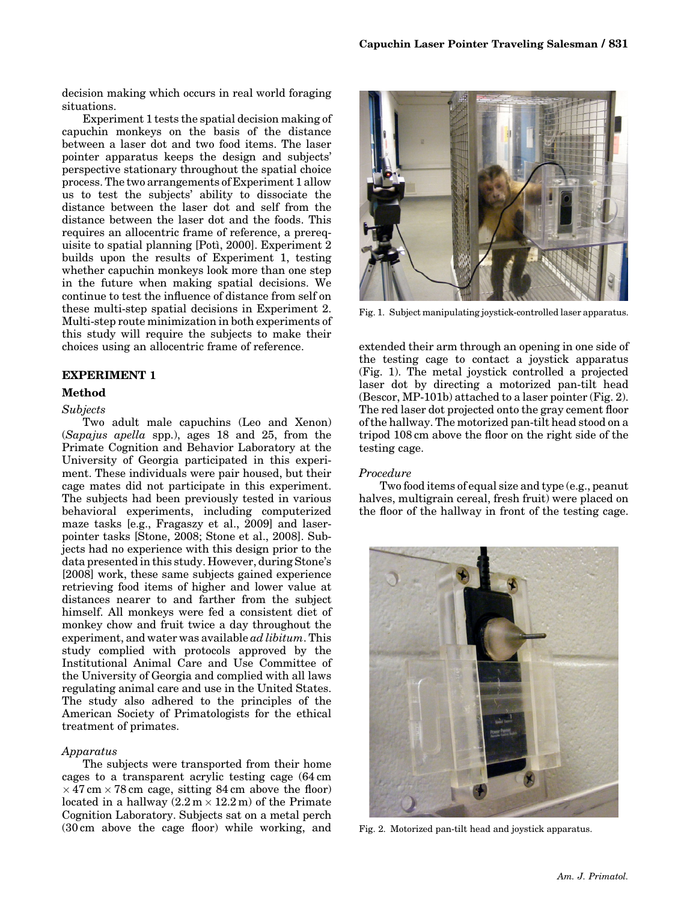decision making which occurs in real world foraging situations.

Experiment 1 tests the spatial decision making of capuchin monkeys on the basis of the distance between a laser dot and two food items. The laser pointer apparatus keeps the design and subjects' perspective stationary throughout the spatial choice process. The two arrangements of Experiment 1 allow us to test the subjects' ability to dissociate the distance between the laser dot and self from the distance between the laser dot and the foods. This requires an allocentric frame of reference, a prerequisite to spatial planning [Potì, 2000]. Experiment 2 builds upon the results of Experiment 1, testing whether capuchin monkeys look more than one step in the future when making spatial decisions. We continue to test the influence of distance from self on these multi-step spatial decisions in Experiment 2. Multi-step route minimization in both experiments of this study will require the subjects to make their choices using an allocentric frame of reference.

## EXPERIMENT 1

### Method

*Subjects*

Two adult male capuchins (Leo and Xenon) (*Sapajus apella* spp.), ages 18 and 25, from the Primate Cognition and Behavior Laboratory at the University of Georgia participated in this experiment. These individuals were pair housed, but their cage mates did not participate in this experiment. The subjects had been previously tested in various behavioral experiments, including computerized maze tasks [e.g., Fragaszy et al., 2009] and laser-pointer tasks [Stone, 2008; Stone et al., 2008]. Subjects had no experience with this design prior to the data presented in this study. However, during Stone's [2008] work, these same subjects gained experience retrieving food items of higher and lower value at distances nearer to and farther from the subject himself. All monkeys were fed a consistent diet of monkey chow and fruit twice a day throughout the experiment, and water was available *ad libitum*. This study complied with protocols approved by the Institutional Animal Care and Use Committee of the University of Georgia and complied with all laws regulating animal care and use in the United States. The study also adhered to the principles of the American Society of Primatologists for the ethical treatment of primates.

*Apparatus*

The subjects were transported from their home cages to a transparent acrylic testing cage (64 cm $\times$ 47 cm $\times$ 78 cm cage, sitting 84 cm above the floor) located in a hallway (2.2 m $\times$ 12.2 m) of the Primate Cognition Laboratory. Subjects sat on a metal perch (30 cm above the cage floor) while working, and extended their arm through an opening in one side of the testing cage to contact a joystick apparatus (Fig. 1). The metal joystick controlled a projected laser dot by directing a motorized pan-tilt head (Bescor, MP-101b) attached to a laser pointer (Fig. 2). The red laser dot projected onto the gray cement floor of the hallway. The motorized pan-tilt head stood on a tripod 108 cm above the floor on the right side of the testing cage.

Fig. 1. Subject manipulating joystick-controlled laser apparatus.

*Procedure*

Two food items of equal size and type (e.g., peanut halves, multigrain cereal, fresh fruit) were placed on the floor of the hallway in front of the testing cage.

Fig. 2. Motorized pan-tilt head and joystick apparatus.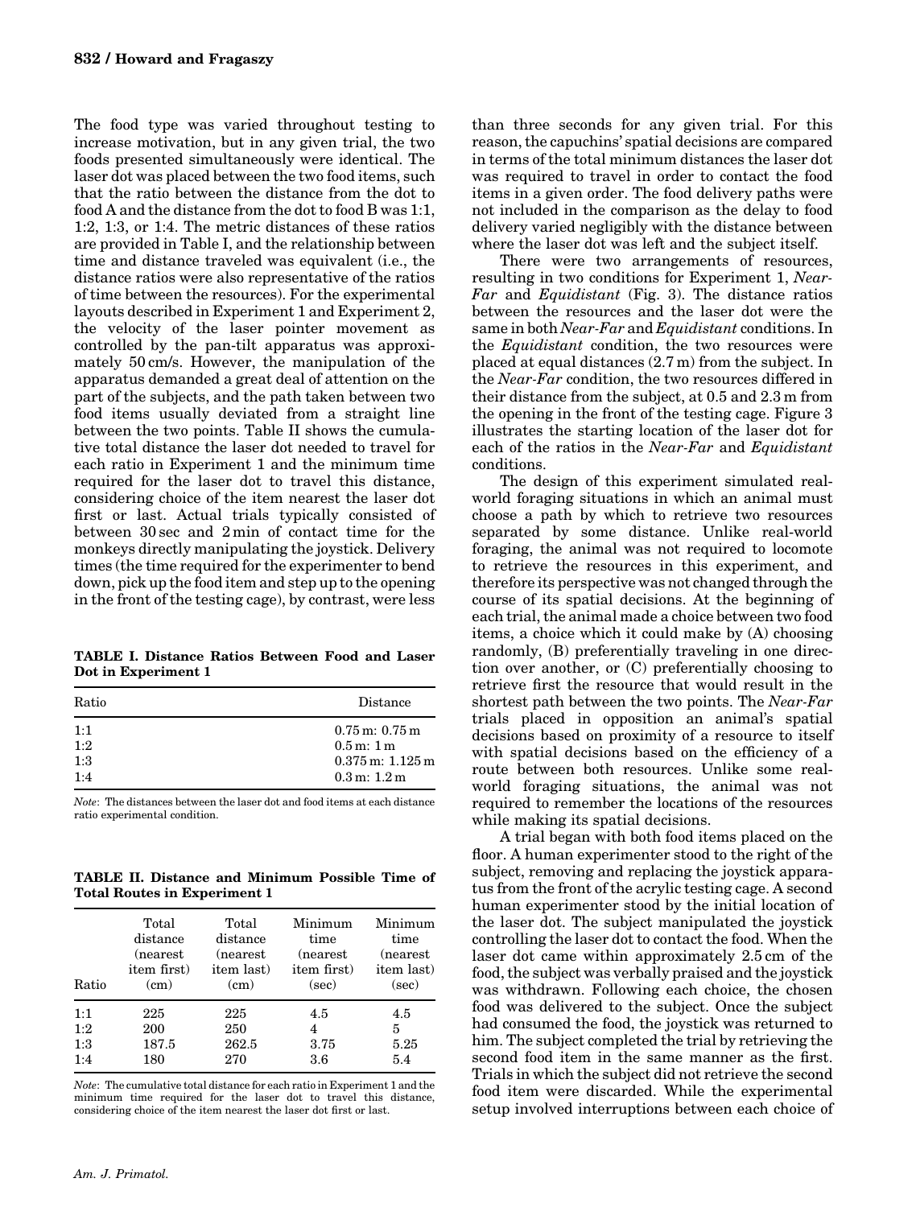The food type was varied throughout testing to increase motivation, but in any given trial, the two foods presented simultaneously were identical. The laser dot was placed between the two food items, such that the ratio between the distance from the dot to food A and the distance from the dot to food B was 1:1, 1:2, 1:3, or 1:4. The metric distances of these ratios are provided in Table I, and the relationship between time and distance traveled was equivalent (i.e., the distance ratios were also representative of the ratios of time between the resources). For the experimental layouts described in Experiment 1 and Experiment 2, the velocity of the laser pointer movement as controlled by the pan-tilt apparatus was approximately 50 cm/s. However, the manipulation of the apparatus demanded a great deal of attention on the part of the subjects, and the path taken between two food items usually deviated from a straight line between the two points. Table II shows the cumulative total distance the laser dot needed to travel for each ratio in Experiment 1 and the minimum time required for the laser dot to travel this distance, considering choice of the item nearest the laser dot first or last. Actual trials typically consisted of between 30 sec and 2 min of contact time for the monkeys directly manipulating the joystick. Delivery times (the time required for the experimenter to bend down, pick up the food item and step up to the opening in the front of the testing cage), by contrast, were less than three seconds for any given trial. For this reason, the capuchins' spatial decisions are compared in terms of the total minimum distances the laser dot was required to travel in order to contact the food items in a given order. The food delivery paths were not included in the comparison as the delay to food delivery varied negligibly with the distance between where the laser dot was left and the subject itself.

**TABLE I. Distance Ratios Between Food and Laser Dot in Experiment 1**

| Ratio | Distance |
|---|---|
| 1:1 | 0.75 m: 0.75 m |
| 1:2 | 0.5 m: 1 m |
| 1:3 | 0.375 m: 1.125 m |
| 1:4 | 0.3 m: 1.2 m |

*Note*: The distances between the laser dot and food items at each distance ratio experimental condition.

**TABLE II. Distance and Minimum Possible Time of Total Routes in Experiment 1**

| Ratio | Total distance (nearest item first) (cm) | Total distance (nearest item last) (cm) | Minimum time (nearest item first) (sec) | Minimum time (nearest item last) (sec) |
|---|---|---|---|---|
| 1:1 | 225 | 225 | 4.5 | 4.5 |
| 1:2 | 200 | 250 | 4 | 5 |
| 1:3 | 187.5 | 262.5 | 3.75 | 5.25 |
| 1:4 | 180 | 270 | 3.6 | 5.4 |

*Note*: The cumulative total distance for each ratio in Experiment 1 and the minimum time required for the laser dot to travel this distance, considering choice of the item nearest the laser dot first or last.

There were two arrangements of resources, resulting in two conditions for Experiment 1, *Near-Far* and *Equidistant* (Fig. 3). The distance ratios between the resources and the laser dot were the same in both *Near-Far* and *Equidistant* conditions. In the *Equidistant* condition, the two resources were placed at equal distances (2.7 m) from the subject. In the *Near-Far* condition, the two resources differed in their distance from the subject, at 0.5 and 2.3 m from the opening in the front of the testing cage. Figure 3 illustrates the starting location of the laser dot for each of the ratios in the *Near-Far* and *Equidistant* conditions.

The design of this experiment simulated real-world foraging situations in which an animal must choose a path by which to retrieve two resources separated by some distance. Unlike real-world foraging, the animal was not required to locomote to retrieve the resources in this experiment, and therefore its perspective was not changed through the course of its spatial decisions. At the beginning of each trial, the animal made a choice between two food items, a choice which it could make by (A) choosing randomly, (B) preferentially traveling in one direction over another, or (C) preferentially choosing to retrieve first the resource that would result in the shortest path between the two points. The *Near-Far* trials placed in opposition an animal's spatial decisions based on proximity of a resource to itself with spatial decisions based on the efficiency of a route between both resources. Unlike some real-world foraging situations, the animal was not required to remember the locations of the resources while making its spatial decisions.

A trial began with both food items placed on the floor. A human experimenter stood to the right of the subject, removing and replacing the joystick apparatus from the front of the acrylic testing cage. A second human experimenter stood by the initial location of the laser dot. The subject manipulated the joystick controlling the laser dot to contact the food. When the laser dot came within approximately 2.5 cm of the food, the subject was verbally praised and the joystick was withdrawn. Following each choice, the chosen food was delivered to the subject. Once the subject had consumed the food, the joystick was returned to him. The subject completed the trial by retrieving the second food item in the same manner as the first. Trials in which the subject did not retrieve the second food item were discarded. While the experimental setup involved interruptions between each choice of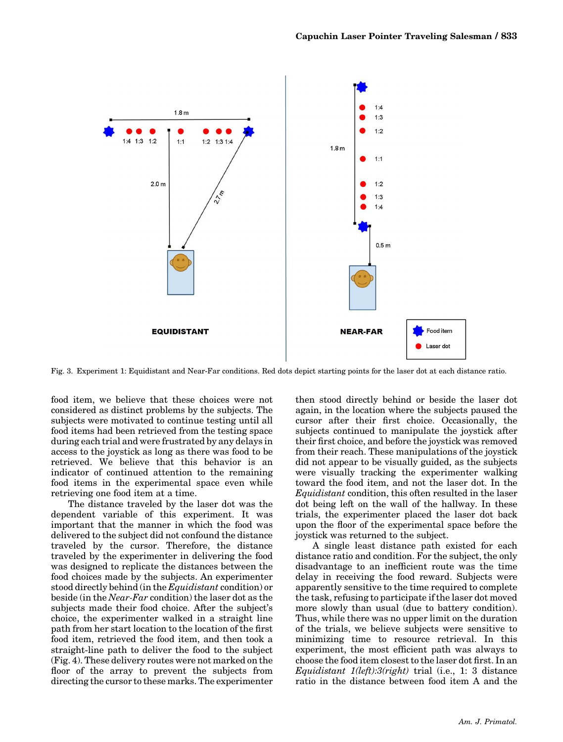1.8 m

1:4 1:3 1:2 1:1 1:2 1:3 1:4

2.0 m

2.7 m

EQUIDISTANT

1.8 m

1:4

1:3

1:2

1:1

1:2

1:3

1:4

0.5 m

NEAR-FAR

Food item

Laser dot

Fig. 3. Experiment 1: Equidistant and Near-Far conditions. Red dots depict starting points for the laser dot at each distance ratio.

food item, we believe that these choices were not considered as distinct problems by the subjects. The subjects were motivated to continue testing until all food items had been retrieved from the testing space during each trial and were frustrated by any delays in access to the joystick as long as there was food to be retrieved. We believe that this behavior is an indicator of continued attention to the remaining food items in the experimental space even while retrieving one food item at a time.

The distance traveled by the laser dot was the dependent variable of this experiment. It was important that the manner in which the food was delivered to the subject did not confound the distance traveled by the cursor. Therefore, the distance traveled by the experimenter in delivering the food was designed to replicate the distances between the food choices made by the subjects. An experimenter stood directly behind (in the *Equidistant* condition) or beside (in the *Near-Far* condition) the laser dot as the subjects made their food choice. After the subject's choice, the experimenter walked in a straight line path from her start location to the location of the first food item, retrieved the food item, and then took a straight-line path to deliver the food to the subject (Fig. 4). These delivery routes were not marked on the floor of the array to prevent the subjects from directing the cursor to these marks. The experimenter then stood directly behind or beside the laser dot again, in the location where the subjects paused the cursor after their first choice. Occasionally, the subjects continued to manipulate the joystick after their first choice, and before the joystick was removed from their reach. These manipulations of the joystick did not appear to be visually guided, as the subjects were visually tracking the experimenter walking toward the food item, and not the laser dot. In the *Equidistant* condition, this often resulted in the laser dot being left on the wall of the hallway. In these trials, the experimenter placed the laser dot back upon the floor of the experimental space before the joystick was returned to the subject.

A single least distance path existed for each distance ratio and condition. For the subject, the only disadvantage to an inefficient route was the time delay in receiving the food reward. Subjects were apparently sensitive to the time required to complete the task, refusing to participate if the laser dot moved more slowly than usual (due to battery condition). Thus, while there was no upper limit on the duration of the trials, we believe subjects were sensitive to minimizing time to resource retrieval. In this experiment, the most efficient path was always to choose the food item closest to the laser dot first. In an *Equidistant 1(left):3(right)* trial (i.e., 1: 3 distance ratio in the distance between food item A and the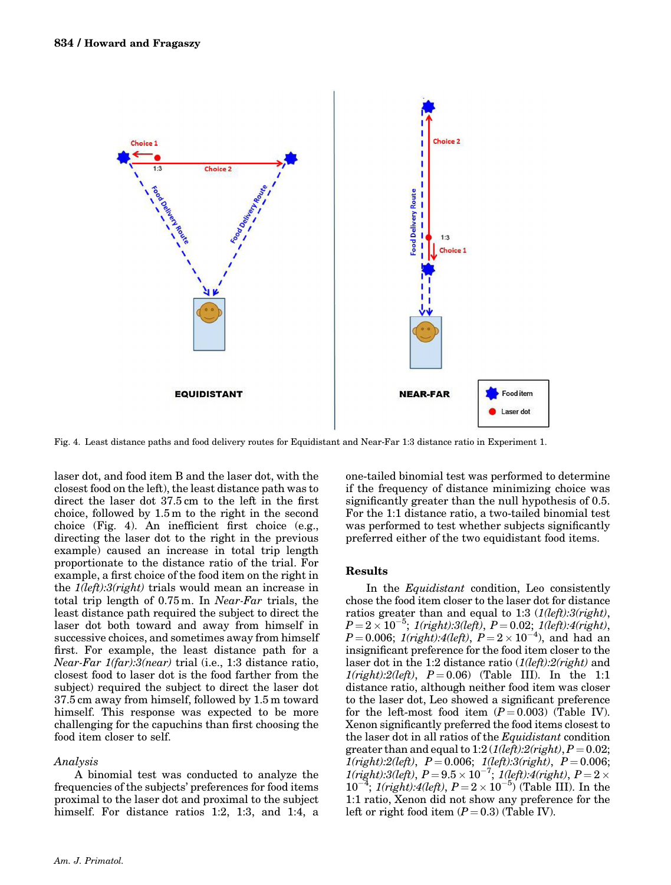Fig. 4. Least distance paths and food delivery routes for Equidistant and Near-Far 1:3 distance ratio in Experiment 1.

laser dot, and food item B and the laser dot, with the closest food on the left), the least distance path was to direct the laser dot 37.5 cm to the left in the first choice, followed by 1.5 m to the right in the second choice (Fig. 4). An inefficient first choice (e.g., directing the laser dot to the right in the previous example) caused an increase in total trip length proportionate to the distance ratio of the trial. For example, a first choice of the food item on the right in the *1(left):3(right)* trials would mean an increase in total trip length of 0.75 m. In *Near-Far* trials, the least distance path required the subject to direct the laser dot both toward and away from himself in successive choices, and sometimes away from himself first. For example, the least distance path for a *Near-Far 1(far):3(near)* trial (i.e., 1:3 distance ratio, closest food to laser dot is the food farther from the subject) required the subject to direct the laser dot 37.5 cm away from himself, followed by 1.5 m toward himself. This response was expected to be more challenging for the capuchins than first choosing the food item closer to self.

*Analysis*

A binomial test was conducted to analyze the frequencies of the subjects' preferences for food items proximal to the laser dot and proximal to the subject himself. For distance ratios 1:2, 1:3, and 1:4, a one-tailed binomial test was performed to determine if the frequency of distance minimizing choice was significantly greater than the null hypothesis of 0.5. For the 1:1 distance ratio, a two-tailed binomial test was performed to test whether subjects significantly preferred either of the two equidistant food items.

## Results

In the *Equidistant* condition, Leo consistently chose the food item closer to the laser dot for distance ratios greater than and equal to 1:3 (*1(left):3(right)*, $P = 2 \times 10^{-5}$; *1(right):3(left)*, $P = 0.02$; *1(left):4(right)*, $P = 0.006$; *1(right):4(left)*, $P = 2 \times 10^{-4}$), and had an insignificant preference for the food item closer to the laser dot in the 1:2 distance ratio (*1(left):2(right)* and *1(right):2(left)*, $P = 0.06$) (Table III). In the 1:1 distance ratio, although neither food item was closer to the laser dot, Leo showed a significant preference for the left-most food item ($P = 0.003$) (Table IV). Xenon significantly preferred the food items closest to the laser dot in all ratios of the *Equidistant* condition greater than and equal to 1:2 (*1(left):2(right)*, $P = 0.02$; *1(right):2(left)*, $P = 0.006$; *1(left):3(right)*, $P = 0.006$; *1(right):3(left)*, $P = 9.5 \times 10^{-7}$; *1(left):4(right)*, $P = 2 \times 10^{-4}$; *1(right):4(left)*, $P = 2 \times 10^{-5}$) (Table III). In the 1:1 ratio, Xenon did not show any preference for the left or right food item ($P = 0.3$) (Table IV).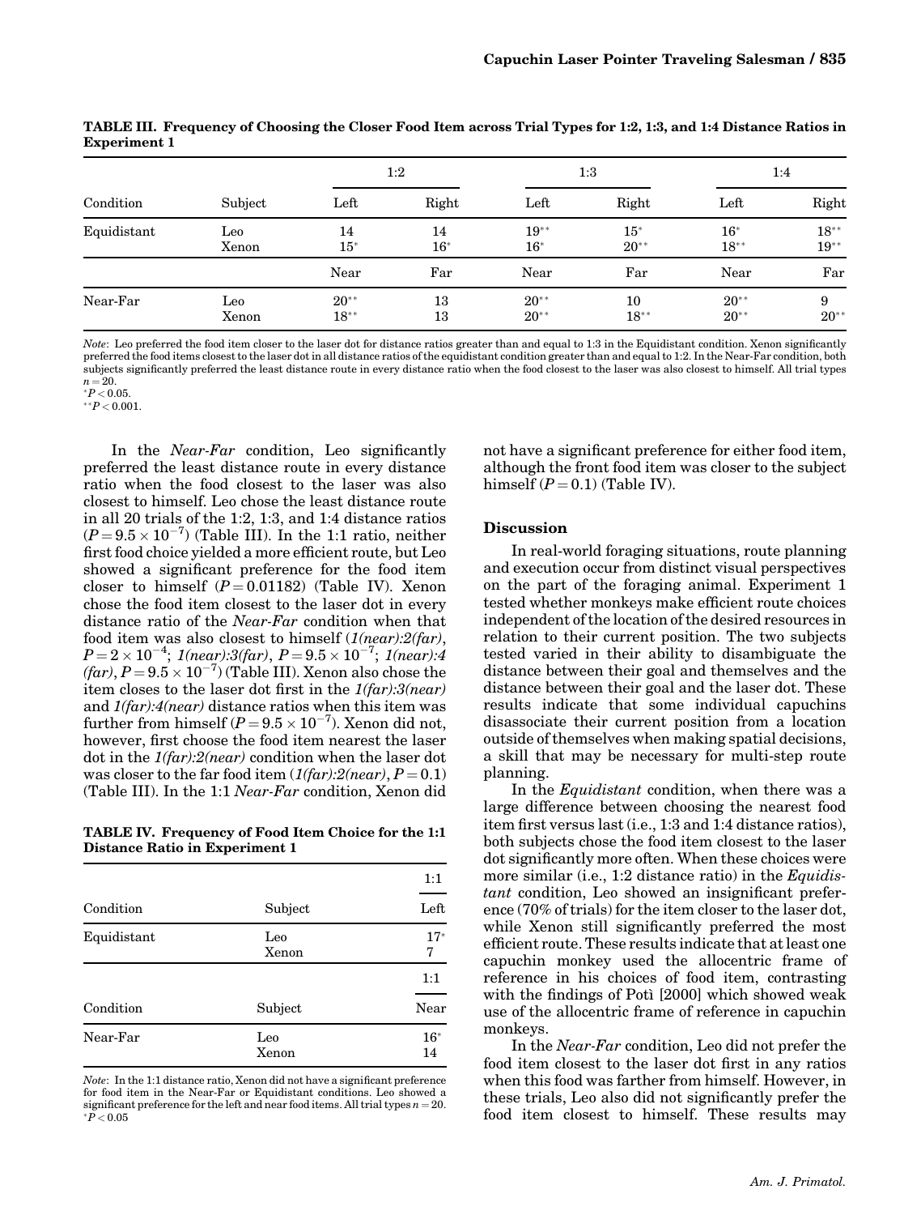**TABLE III. Frequency of Choosing the Closer Food Item across Trial Types for 1:2, 1:3, and 1:4 Distance Ratios in Experiment 1**

| Condition | Subject | 1:2 | | 1:3 | | 1:4 | |
|---|---|---|---|---|---|---|---|
| | | Left | Right | Left | Right | Left | Right |
| Equidistant | Leo | 14 | 14 | 19** | 15* | 16* | 18** |
| | Xenon | 15* | 16* | 16* | 20** | 18** | 19** |
| | | Near | Far | Near | Far | Near | Far |
| Near-Far | Leo | 20** | 13 | 20** | 10 | 20** | 9 |
| | Xenon | 18** | 13 | 20** | 18** | 20** | 20** |

*Note*: Leo preferred the food item closer to the laser dot for distance ratios greater than and equal to 1:3 in the Equidistant condition. Xenon significantly preferred the food items closest to the laser dot in all distance ratios of the equidistant condition greater than and equal to 1:2. In the Near-Far condition, both subjects significantly preferred the least distance route in every distance ratio when the food closest to the laser was also closest to himself. All trial types $n = 20$.
*$P < 0.05$.
**$P < 0.001$.

In the *Near-Far* condition, Leo significantly preferred the least distance route in every distance ratio when the food closest to the laser was also closest to himself. Leo chose the least distance route in all 20 trials of the 1:2, 1:3, and 1:4 distance ratios ($P = 9.5 \times 10^{-7}$) (Table III). In the 1:1 ratio, neither first food choice yielded a more efficient route, but Leo showed a significant preference for the food item closer to himself ($P = 0.01182$) (Table IV). Xenon chose the food item closest to the laser dot in every distance ratio of the *Near-Far* condition when that food item was also closest to himself (*1(near):2(far)*, $P = 2 \times 10^{-4}$; *1(near):3(far)*, $P = 9.5 \times 10^{-7}$; *1(near):4 (far)*, $P = 9.5 \times 10^{-7}$) (Table III). Xenon also chose the item closes to the laser dot first in the *1(far):3(near)* and *1(far):4(near)* distance ratios when this item was further from himself ($P = 9.5 \times 10^{-7}$). Xenon did not, however, first choose the food item nearest the laser dot in the *1(far):2(near)* condition when the laser dot was closer to the far food item (*1(far):2(near)*, $P = 0.1$) (Table III). In the 1:1 *Near-Far* condition, Xenon did not have a significant preference for either food item, although the front food item was closer to the subject himself ($P = 0.1$) (Table IV).

**TABLE IV. Frequency of Food Item Choice for the 1:1 Distance Ratio in Experiment 1**

| Condition | Subject | 1:1 |
|---|---|---|
| | | Left |
| Equidistant | Leo | 17* |
| | Xenon | 7 |
| | | Near |
| Near-Far | Leo | 16* |
| | Xenon | 14 |

*Note*: In the 1:1 distance ratio, Xenon did not have a significant preference for food item in the Near-Far or Equidistant conditions. Leo showed a significant preference for the left and near food items. All trial types $n = 20$.
*$P < 0.05$

## Discussion

In real-world foraging situations, route planning and execution occur from distinct visual perspectives on the part of the foraging animal. Experiment 1 tested whether monkeys make efficient route choices independent of the location of the desired resources in relation to their current position. The two subjects tested varied in their ability to disambiguate the distance between their goal and themselves and the distance between their goal and the laser dot. These results indicate that some individual capuchins disassociate their current position from a location outside of themselves when making spatial decisions, a skill that may be necessary for multi-step route planning.

In the *Equidistant* condition, when there was a large difference between choosing the nearest food item first versus last (i.e., 1:3 and 1:4 distance ratios), both subjects chose the food item closest to the laser dot significantly more often. When these choices were more similar (i.e., 1:2 distance ratio) in the *Equidistant* condition, Leo showed an insignificant preference (70% of trials) for the item closer to the laser dot, while Xenon still significantly preferred the most efficient route. These results indicate that at least one capuchin monkey used the allocentric frame of reference in his choices of food item, contrasting with the findings of Potì [2000] which showed weak use of the allocentric frame of reference in capuchin monkeys.

In the *Near-Far* condition, Leo did not prefer the food item closest to the laser dot first in any ratios when this food was farther from himself. However, in these trials, Leo also did not significantly prefer the food item closest to himself. These results may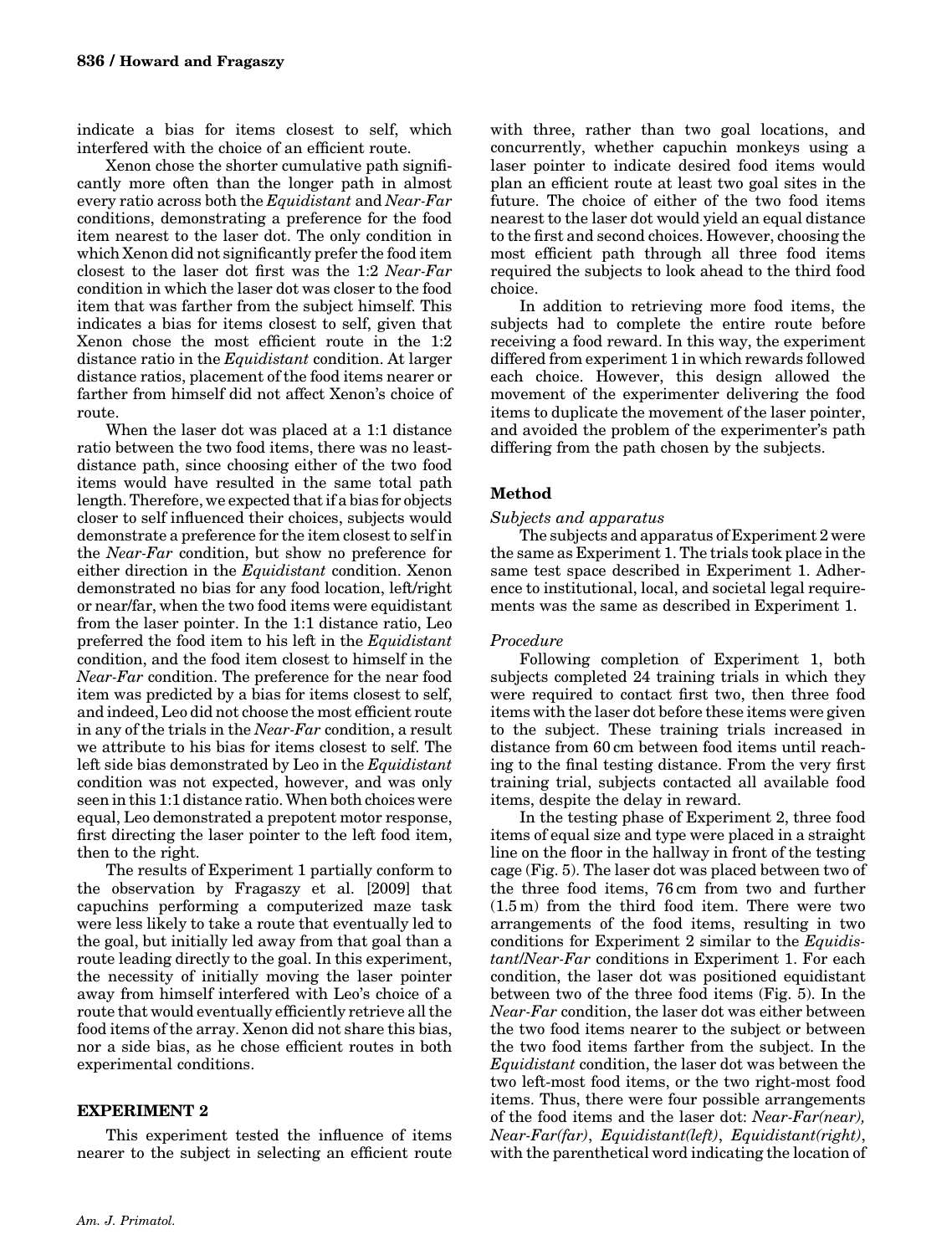indicate a bias for items closest to self, which interfered with the choice of an efficient route.

Xenon chose the shorter cumulative path significantly more often than the longer path in almost every ratio across both the *Equidistant* and *Near-Far* conditions, demonstrating a preference for the food item nearest to the laser dot. The only condition in which Xenon did not significantly prefer the food item closest to the laser dot first was the 1:2 *Near-Far* condition in which the laser dot was closer to the food item that was farther from the subject himself. This indicates a bias for items closest to self, given that Xenon chose the most efficient route in the 1:2 distance ratio in the *Equidistant* condition. At larger distance ratios, placement of the food items nearer or farther from himself did not affect Xenon's choice of route.

When the laser dot was placed at a 1:1 distance ratio between the two food items, there was no least-distance path, since choosing either of the two food items would have resulted in the same total path length. Therefore, we expected that if a bias for objects closer to self influenced their choices, subjects would demonstrate a preference for the item closest to self in the *Near-Far* condition, but show no preference for either direction in the *Equidistant* condition. Xenon demonstrated no bias for any food location, left/right or near/far, when the two food items were equidistant from the laser pointer. In the 1:1 distance ratio, Leo preferred the food item to his left in the *Equidistant* condition, and the food item closest to himself in the *Near-Far* condition. The preference for the near food item was predicted by a bias for items closest to self, and indeed, Leo did not choose the most efficient route in any of the trials in the *Near-Far* condition, a result we attribute to his bias for items closest to self. The left side bias demonstrated by Leo in the *Equidistant* condition was not expected, however, and was only seen in this 1:1 distance ratio. When both choices were equal, Leo demonstrated a prepotent motor response, first directing the laser pointer to the left food item, then to the right.

The results of Experiment 1 partially conform to the observation by Fragaszy et al. [2009] that capuchins performing a computerized maze task were less likely to take a route that eventually led to the goal, but initially led away from that goal than a route leading directly to the goal. In this experiment, the necessity of initially moving the laser pointer away from himself interfered with Leo's choice of a route that would eventually efficiently retrieve all the food items of the array. Xenon did not share this bias, nor a side bias, as he chose efficient routes in both experimental conditions.

## EXPERIMENT 2

This experiment tested the influence of items nearer to the subject in selecting an efficient route with three, rather than two goal locations, and concurrently, whether capuchin monkeys using a laser pointer to indicate desired food items would plan an efficient route at least two goal sites in the future. The choice of either of the two food items nearest to the laser dot would yield an equal distance to the first and second choices. However, choosing the most efficient path through all three food items required the subjects to look ahead to the third food choice.

In addition to retrieving more food items, the subjects had to complete the entire route before receiving a food reward. In this way, the experiment differed from experiment 1 in which rewards followed each choice. However, this design allowed the movement of the experimenter delivering the food items to duplicate the movement of the laser pointer, and avoided the problem of the experimenter's path differing from the path chosen by the subjects.

### Method

#### Subjects and apparatus

The subjects and apparatus of Experiment 2 were the same as Experiment 1. The trials took place in the same test space described in Experiment 1. Adherence to institutional, local, and societal legal requirements was the same as described in Experiment 1.

#### Procedure

Following completion of Experiment 1, both subjects completed 24 training trials in which they were required to contact first two, then three food items with the laser dot before these items were given to the subject. These training trials increased in distance from 60 cm between food items until reaching to the final testing distance. From the very first training trial, subjects contacted all available food items, despite the delay in reward.

In the testing phase of Experiment 2, three food items of equal size and type were placed in a straight line on the floor in the hallway in front of the testing cage (Fig. 5). The laser dot was placed between two of the three food items, 76 cm from two and further (1.5 m) from the third food item. There were two arrangements of the food items, resulting in two conditions for Experiment 2 similar to the *Equidistant/Near-Far* conditions in Experiment 1. For each condition, the laser dot was positioned equidistant between two of the three food items (Fig. 5). In the *Near-Far* condition, the laser dot was either between the two food items nearer to the subject or between the two food items farther from the subject. In the *Equidistant* condition, the laser dot was between the two left-most food items, or the two right-most food items. Thus, there were four possible arrangements of the food items and the laser dot: *Near-Far(near)*, *Near-Far(far)*, *Equidistant(left)*, *Equidistant(right)*, with the parenthetical word indicating the location of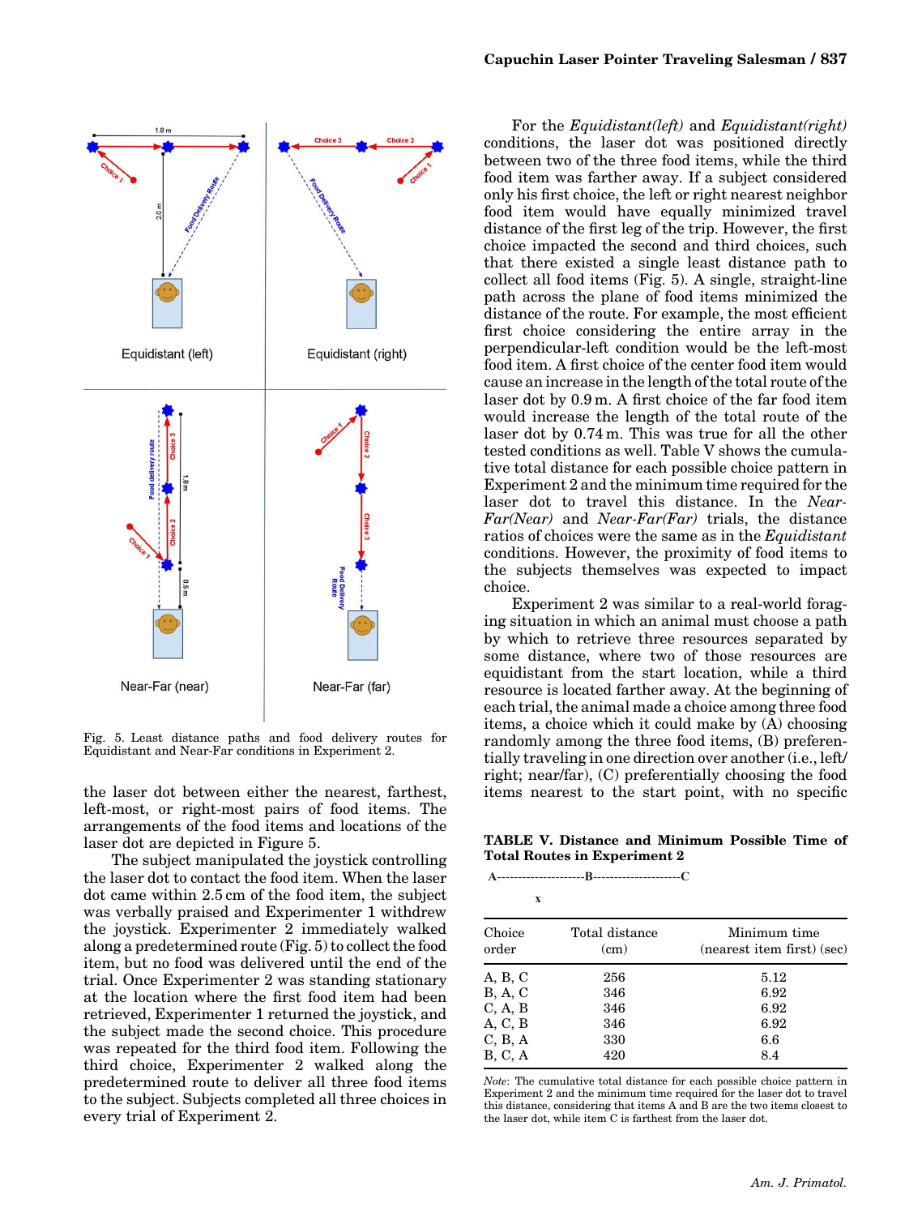Equidistant (left)

Equidistant (right)

Near-Far (near)

Near-Far (far)

1.8 m

2.0 m

Choice 1

Food Delivery Route

Choice 3

Choice 2

Choice 1

Food Delivery Route

Food delivery route

Choice 3

1.8 m

Choice 2

Choice 1

0.5 m

Choice 1

Choice 2

Choice 3

Food Delivery Route

Fig. 5. Least distance paths and food delivery routes for Equidistant and Near-Far conditions in Experiment 2.

the laser dot between either the nearest, farthest, left-most, or right-most pairs of food items. The arrangements of the food items and locations of the laser dot are depicted in Figure 5.

The subject manipulated the joystick controlling the laser dot to contact the food item. When the laser dot came within 2.5 cm of the food item, the subject was verbally praised and Experimenter 1 withdrew the joystick. Experimenter 2 immediately walked along a predetermined route (Fig. 5) to collect the food item, but no food was delivered until the end of the trial. Once Experimenter 2 was standing stationary at the location where the first food item had been retrieved, Experimenter 1 returned the joystick, and the subject made the second choice. This procedure was repeated for the third food item. Following the third choice, Experimenter 2 walked along the predetermined route to deliver all three food items to the subject. Subjects completed all three choices in every trial of Experiment 2.

For the *Equidistant(left)* and *Equidistant(right)* conditions, the laser dot was positioned directly between two of the three food items, while the third food item was farther away. If a subject considered only his first choice, the left or right nearest neighbor food item would have equally minimized travel distance of the first leg of the trip. However, the first choice impacted the second and third choices, such that there existed a single least distance path to collect all food items (Fig. 5). A single, straight-line path across the plane of food items minimized the distance of the route. For example, the most efficient first choice considering the entire array in the perpendicular-left condition would be the left-most food item. A first choice of the center food item would cause an increase in the length of the total route of the laser dot by 0.9 m. A first choice of the far food item would increase the length of the total route of the laser dot by 0.74 m. This was true for all the other tested conditions as well. Table V shows the cumulative total distance for each possible choice pattern in Experiment 2 and the minimum time required for the laser dot to travel this distance. In the *Near-Far(Near)* and *Near-Far(Far)* trials, the distance ratios of choices were the same as in the *Equidistant* conditions. However, the proximity of food items to the subjects themselves was expected to impact choice.

Experiment 2 was similar to a real-world foraging situation in which an animal must choose a path by which to retrieve three resources separated by some distance, where two of those resources are equidistant from the start location, while a third resource is located farther away. At the beginning of each trial, the animal made a choice among three food items, a choice which it could make by (A) choosing randomly among the three food items, (B) preferentially traveling in one direction over another (i.e., left/right; near/far), (C) preferentially choosing the food items nearest to the start point, with no specific

**TABLE V. Distance and Minimum Possible Time of Total Routes in Experiment 2**

A--------------------B--------------------C

x

| Choice order | Total distance (cm) | Minimum time (nearest item first) (sec) |
|---|---|---|
| A, B, C | 256 | 5.12 |
| B, A, C | 346 | 6.92 |
| C, A, B | 346 | 6.92 |
| A, C, B | 346 | 6.92 |
| C, B, A | 330 | 6.6 |
| B, C, A | 420 | 8.4 |

*Note*: The cumulative total distance for each possible choice pattern in Experiment 2 and the minimum time required for the laser dot to travel this distance, considering that items A and B are the two items closest to the laser dot, while item C is farthest from the laser dot.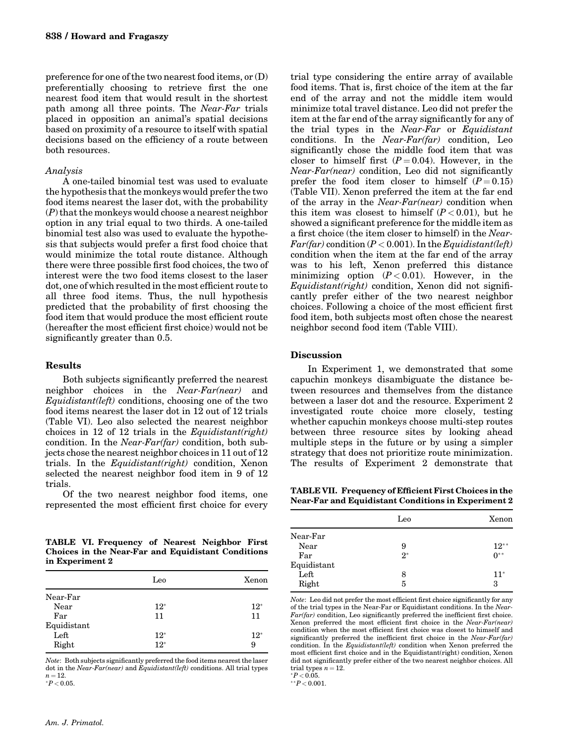preference for one of the two nearest food items, or (D) preferentially choosing to retrieve first the one nearest food item that would result in the shortest path among all three points. The *Near-Far* trials placed in opposition an animal's spatial decisions based on proximity of a resource to itself with spatial decisions based on the efficiency of a route between both resources.

### *Analysis*

A one-tailed binomial test was used to evaluate the hypothesis that the monkeys would prefer the two food items nearest the laser dot, with the probability ($P$) that the monkeys would choose a nearest neighbor option in any trial equal to two thirds. A one-tailed binomial test also was used to evaluate the hypothesis that subjects would prefer a first food choice that would minimize the total route distance. Although there were three possible first food choices, the two of interest were the two food items closest to the laser dot, one of which resulted in the most efficient route to all three food items. Thus, the null hypothesis predicted that the probability of first choosing the food item that would produce the most efficient route (hereafter the most efficient first choice) would not be significantly greater than 0.5.

## Results

Both subjects significantly preferred the nearest neighbor choices in the *Near-Far(near)* and *Equidistant(left)* conditions, choosing one of the two food items nearest the laser dot in 12 out of 12 trials (Table VI). Leo also selected the nearest neighbor choices in 12 of 12 trials in the *Equidistant(right)* condition. In the *Near-Far(far)* condition, both subjects chose the nearest neighbor choices in 11 out of 12 trials. In the *Equidistant(right)* condition, Xenon selected the nearest neighbor food item in 9 of 12 trials.

Of the two nearest neighbor food items, one represented the most efficient first choice for every trial type considering the entire array of available food items. That is, first choice of the item at the far end of the array and not the middle item would minimize total travel distance. Leo did not prefer the item at the far end of the array significantly for any of the trial types in the *Near-Far* or *Equidistant* conditions. In the *Near-Far(far)* condition, Leo significantly chose the middle food item that was closer to himself first ($P = 0.04$). However, in the *Near-Far(near)* condition, Leo did not significantly prefer the food item closer to himself ($P = 0.15$) (Table VII). Xenon preferred the item at the far end of the array in the *Near-Far(near)* condition when this item was closest to himself ($P < 0.01$), but he showed a significant preference for the middle item as a first choice (the item closer to himself) in the *Near-Far(far)* condition ($P < 0.001$). In the *Equidistant(left)* condition when the item at the far end of the array was to his left, Xenon preferred this distance minimizing option ($P < 0.01$). However, in the *Equidistant(right)* condition, Xenon did not significantly prefer either of the two nearest neighbor choices. Following a choice of the most efficient first food item, both subjects most often chose the nearest neighbor second food item (Table VIII).

**TABLE VI. Frequency of Nearest Neighbor First Choices in the Near-Far and Equidistant Conditions in Experiment 2**

| | Leo | Xenon |
|---|---|---|
| Near-Far | | |
| Near | 12* | 12* |
| Far | 11 | 11 |
| Equidistant | | |
| Left | 12* | 12* |
| Right | 12* | 9 |

*Note*: Both subjects significantly preferred the food items nearest the laser dot in the *Near-Far(near)* and *Equidistant(left)* conditions. All trial types $n = 12$.
*$P < 0.05$.

## Discussion

In Experiment 1, we demonstrated that some capuchin monkeys disambiguate the distance between resources and themselves from the distance between a laser dot and the resource. Experiment 2 investigated route choice more closely, testing whether capuchin monkeys choose multi-step routes between three resource sites by looking ahead multiple steps in the future or by using a simpler strategy that does not prioritize route minimization. The results of Experiment 2 demonstrate that

**TABLE VII. Frequency of Efficient First Choices in the Near-Far and Equidistant Conditions in Experiment 2**

| | Leo | Xenon |
|---|---|---|
| Near-Far | | |
| Near | 9 | 12** |
| Far | 2* | 0** |
| Equidistant | | |
| Left | 8 | 11* |
| Right | 5 | 3 |

*Note*: Leo did not prefer the most efficient first choice significantly for any of the trial types in the Near-Far or Equidistant conditions. In the *Near-Far(far)* condition, Leo significantly preferred the inefficient first choice. Xenon preferred the most efficient first choice in the *Near-Far(near)* condition when the most efficient first choice was closest to himself and significantly preferred the inefficient first choice in the *Near-Far(far)* condition. In the *Equidistant(left)* condition when Xenon preferred the most efficient first choice and in the Equidistant(right) condition, Xenon did not significantly prefer either of the two nearest neighbor choices. All trial types $n = 12$.
*$P < 0.05$.
**$P < 0.001$.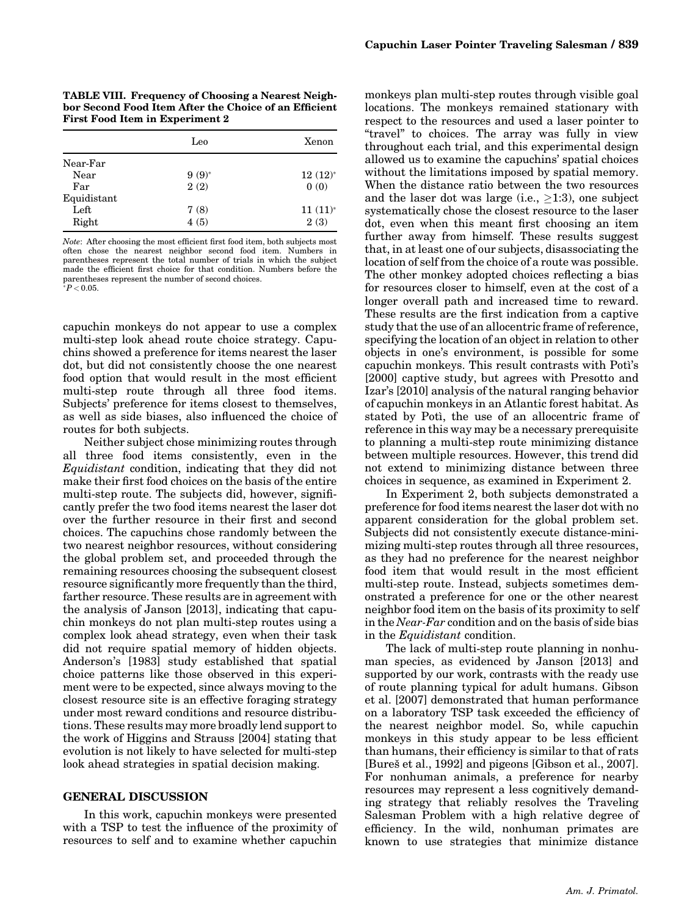**TABLE VIII. Frequency of Choosing a Nearest Neighbor Second Food Item After the Choice of an Efficient First Food Item in Experiment 2**

| | Leo | Xenon |
|---|---|---|
| Near-Far | | |
| Near | 9 (9)* | 12 (12)* |
| Far | 2 (2) | 0 (0) |
| Equidistant | | |
| Left | 7 (8) | 11 (11)* |
| Right | 4 (5) | 2 (3) |

*Note*: After choosing the most efficient first food item, both subjects most often chose the nearest neighbor second food item. Numbers in parentheses represent the total number of trials in which the subject made the efficient first choice for that condition. Numbers before the parentheses represent the number of second choices.
*$P < 0.05$.

capuchin monkeys do not appear to use a complex multi-step look ahead route choice strategy. Capuchins showed a preference for items nearest the laser dot, but did not consistently choose the one nearest food option that would result in the most efficient multi-step route through all three food items. Subjects' preference for items closest to themselves, as well as side biases, also influenced the choice of routes for both subjects.

Neither subject chose minimizing routes through all three food items consistently, even in the *Equidistant* condition, indicating that they did not make their first food choices on the basis of the entire multi-step route. The subjects did, however, significantly prefer the two food items nearest the laser dot over the further resource in their first and second choices. The capuchins chose randomly between the two nearest neighbor resources, without considering the global problem set, and proceeded through the remaining resources choosing the subsequent closest resource significantly more frequently than the third, farther resource. These results are in agreement with the analysis of Janson [2013], indicating that capuchin monkeys do not plan multi-step routes using a complex look ahead strategy, even when their task did not require spatial memory of hidden objects. Anderson's [1983] study established that spatial choice patterns like those observed in this experiment were to be expected, since always moving to the closest resource site is an effective foraging strategy under most reward conditions and resource distributions. These results may more broadly lend support to the work of Higgins and Strauss [2004] stating that evolution is not likely to have selected for multi-step look ahead strategies in spatial decision making.

## GENERAL DISCUSSION

In this work, capuchin monkeys were presented with a TSP to test the influence of the proximity of resources to self and to examine whether capuchin monkeys plan multi-step routes through visible goal locations. The monkeys remained stationary with respect to the resources and used a laser pointer to "travel" to choices. The array was fully in view throughout each trial, and this experimental design allowed us to examine the capuchins' spatial choices without the limitations imposed by spatial memory. When the distance ratio between the two resources and the laser dot was large (i.e., $\geq$1:3), one subject systematically chose the closest resource to the laser dot, even when this meant first choosing an item further away from himself. These results suggest that, in at least one of our subjects, disassociating the location of self from the choice of a route was possible. The other monkey adopted choices reflecting a bias for resources closer to himself, even at the cost of a longer overall path and increased time to reward. These results are the first indication from a captive study that the use of an allocentric frame of reference, specifying the location of an object in relation to other objects in one's environment, is possible for some capuchin monkeys. This result contrasts with Potì's [2000] captive study, but agrees with Presotto and Izar's [2010] analysis of the natural ranging behavior of capuchin monkeys in an Atlantic forest habitat. As stated by Potì, the use of an allocentric frame of reference in this way may be a necessary prerequisite to planning a multi-step route minimizing distance between multiple resources. However, this trend did not extend to minimizing distance between three choices in sequence, as examined in Experiment 2.

In Experiment 2, both subjects demonstrated a preference for food items nearest the laser dot with no apparent consideration for the global problem set. Subjects did not consistently execute distance-minimizing multi-step routes through all three resources, as they had no preference for the nearest neighbor food item that would result in the most efficient multi-step route. Instead, subjects sometimes demonstrated a preference for one or the other nearest neighbor food item on the basis of its proximity to self in the *Near-Far* condition and on the basis of side bias in the *Equidistant* condition.

The lack of multi-step route planning in nonhuman species, as evidenced by Janson [2013] and supported by our work, contrasts with the ready use of route planning typical for adult humans. Gibson et al. [2007] demonstrated that human performance on a laboratory TSP task exceeded the efficiency of the nearest neighbor model. So, while capuchin monkeys in this study appear to be less efficient than humans, their efficiency is similar to that of rats [Bureš et al., 1992] and pigeons [Gibson et al., 2007]. For nonhuman animals, a preference for nearby resources may represent a less cognitively demanding strategy that reliably resolves the Traveling Salesman Problem with a high relative degree of efficiency. In the wild, nonhuman primates are known to use strategies that minimize distance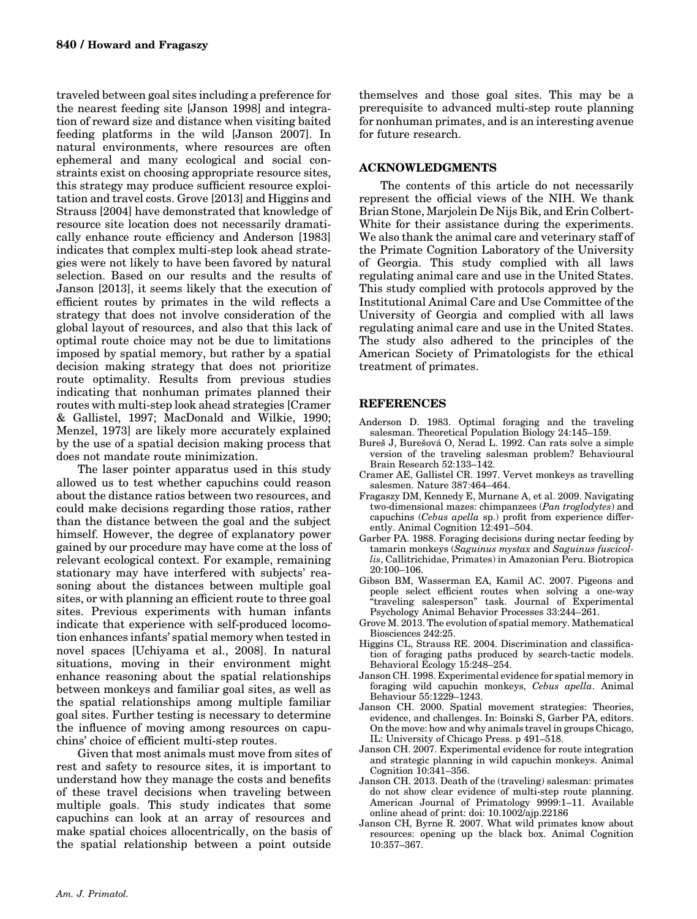traveled between goal sites including a preference for the nearest feeding site [Janson 1998] and integration of reward size and distance when visiting baited feeding platforms in the wild [Janson 2007]. In natural environments, where resources are often ephemeral and many ecological and social constraints exist on choosing appropriate resource sites, this strategy may produce sufficient resource exploitation and travel costs. Grove [2013] and Higgins and Strauss [2004] have demonstrated that knowledge of resource site location does not necessarily dramatically enhance route efficiency and Anderson [1983] indicates that complex multi-step look ahead strategies were not likely to have been favored by natural selection. Based on our results and the results of Janson [2013], it seems likely that the execution of efficient routes by primates in the wild reflects a strategy that does not involve consideration of the global layout of resources, and also that this lack of optimal route choice may not be due to limitations imposed by spatial memory, but rather by a spatial decision making strategy that does not prioritize route optimality. Results from previous studies indicating that nonhuman primates planned their routes with multi-step look ahead strategies [Cramer & Gallistel, 1997; MacDonald and Wilkie, 1990; Menzel, 1973] are likely more accurately explained by the use of a spatial decision making process that does not mandate route minimization.

The laser pointer apparatus used in this study allowed us to test whether capuchins could reason about the distance ratios between two resources, and could make decisions regarding those ratios, rather than the distance between the goal and the subject himself. However, the degree of explanatory power gained by our procedure may have come at the loss of relevant ecological context. For example, remaining stationary may have interfered with subjects' reasoning about the distances between multiple goal sites, or with planning an efficient route to three goal sites. Previous experiments with human infants indicate that experience with self-produced locomotion enhances infants' spatial memory when tested in novel spaces [Uchiyama et al., 2008]. In natural situations, moving in their environment might enhance reasoning about the spatial relationships between monkeys and familiar goal sites, as well as the spatial relationships among multiple familiar goal sites. Further testing is necessary to determine the influence of moving among resources on capuchins' choice of efficient multi-step routes.

Given that most animals must move from sites of rest and safety to resource sites, it is important to understand how they manage the costs and benefits of these travel decisions when traveling between multiple goals. This study indicates that some capuchins can look at an array of resources and make spatial choices allocentrically, on the basis of the spatial relationship between a point outside themselves and those goal sites. This may be a prerequisite to advanced multi-step route planning for nonhuman primates, and is an interesting avenue for future research.

## ACKNOWLEDGMENTS

The contents of this article do not necessarily represent the official views of the NIH. We thank Brian Stone, Marjolein De Nijs Bik, and Erin Colbert-White for their assistance during the experiments. We also thank the animal care and veterinary staff of the Primate Cognition Laboratory of the University of Georgia. This study complied with all laws regulating animal care and use in the United States. This study complied with protocols approved by the Institutional Animal Care and Use Committee of the University of Georgia and complied with all laws regulating animal care and use in the United States. The study also adhered to the principles of the American Society of Primatologists for the ethical treatment of primates.

## REFERENCES

Anderson D. 1983. Optimal foraging and the traveling salesman. Theoretical Population Biology 24:145–159.

Bureš J, Burešová O, Nerad L. 1992. Can rats solve a simple version of the traveling salesman problem? Behavioural Brain Research 52:133–142.

Cramer AE, Gallistel CR. 1997. Vervet monkeys as travelling salesmen. Nature 387:464–464.

Fragaszy DM, Kennedy E, Murnane A, et al. 2009. Navigating two-dimensional mazes: chimpanzees (*Pan troglodytes*) and capuchins (*Cebus apella* sp.) profit from experience differently. Animal Cognition 12:491–504.

Garber PA. 1988. Foraging decisions during nectar feeding by tamarin monkeys (*Saguinus mystax* and *Saguinus fuscicollis*, Callitrichidae, Primates) in Amazonian Peru. Biotropica 20:100–106.

Gibson BM, Wasserman EA, Kamil AC. 2007. Pigeons and people select efficient routes when solving a one-way "traveling salesperson" task. Journal of Experimental Psychology Animal Behavior Processes 33:244–261.

Grove M. 2013. The evolution of spatial memory. Mathematical Biosciences 242:25.

Higgins CL, Strauss RE. 2004. Discrimination and classification of foraging paths produced by search-tactic models. Behavioral Ecology 15:248–254.

Janson CH. 1998. Experimental evidence for spatial memory in foraging wild capuchin monkeys, *Cebus apella*. Animal Behaviour 55:1229–1243.

Janson CH. 2000. Spatial movement strategies: Theories, evidence, and challenges. In: Boinski S, Garber PA, editors. On the move: how and why animals travel in groups Chicago, IL: University of Chicago Press. p 491–518.

Janson CH. 2007. Experimental evidence for route integration and strategic planning in wild capuchin monkeys. Animal Cognition 10:341–356.

Janson CH. 2013. Death of the (traveling) salesman: primates do not show clear evidence of multi-step route planning. American Journal of Primatology 9999:1–11. Available online ahead of print: doi: 10.1002/ajp.22186

Janson CH, Byrne R. 2007. What wild primates know about resources: opening up the black box. Animal Cognition 10:357–367.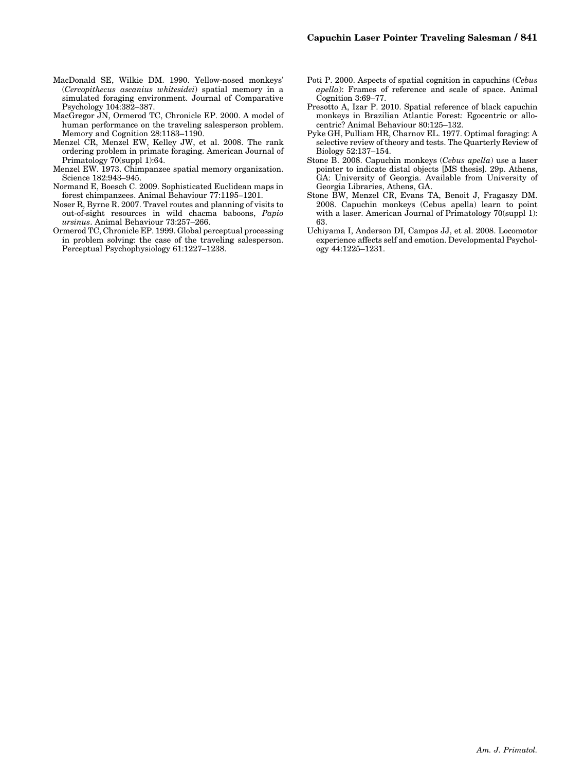MacDonald SE, Wilkie DM. 1990. Yellow-nosed monkeys' (*Cercopithecus ascanius whitesidei*) spatial memory in a simulated foraging environment. Journal of Comparative Psychology 104:382–387.

MacGregor JN, Ormerod TC, Chronicle EP. 2000. A model of human performance on the traveling salesperson problem. Memory and Cognition 28:1183–1190.

Menzel CR, Menzel EW, Kelley JW, et al. 2008. The rank ordering problem in primate foraging. American Journal of Primatology 70(suppl 1):64.

Menzel EW. 1973. Chimpanzee spatial memory organization. Science 182:943–945.

Normand E, Boesch C. 2009. Sophisticated Euclidean maps in forest chimpanzees. Animal Behaviour 77:1195–1201.

Noser R, Byrne R. 2007. Travel routes and planning of visits to out-of-sight resources in wild chacma baboons, *Papio ursinus*. Animal Behaviour 73:257–266.

Ormerod TC, Chronicle EP. 1999. Global perceptual processing in problem solving: the case of the traveling salesperson. Perceptual Psychophysiology 61:1227–1238.

Potì P. 2000. Aspects of spatial cognition in capuchins (*Cebus apella*): Frames of reference and scale of space. Animal Cognition 3:69–77.

Presotto A, Izar P. 2010. Spatial reference of black capuchin monkeys in Brazilian Atlantic Forest: Egocentric or allocentric? Animal Behaviour 80:125–132.

Pyke GH, Pulliam HR, Charnov EL. 1977. Optimal foraging: A selective review of theory and tests. The Quarterly Review of Biology 52:137–154.

Stone B. 2008. Capuchin monkeys (*Cebus apella*) use a laser pointer to indicate distal objects [MS thesis]. 29p. Athens, GA: University of Georgia. Available from University of Georgia Libraries, Athens, GA.

Stone BW, Menzel CR, Evans TA, Benoit J, Fragaszy DM. 2008. Capuchin monkeys (Cebus apella) learn to point with a laser. American Journal of Primatology 70(suppl 1): 63.

Uchiyama I, Anderson DI, Campos JJ, et al. 2008. Locomotor experience affects self and emotion. Developmental Psychology 44:1225–1231.